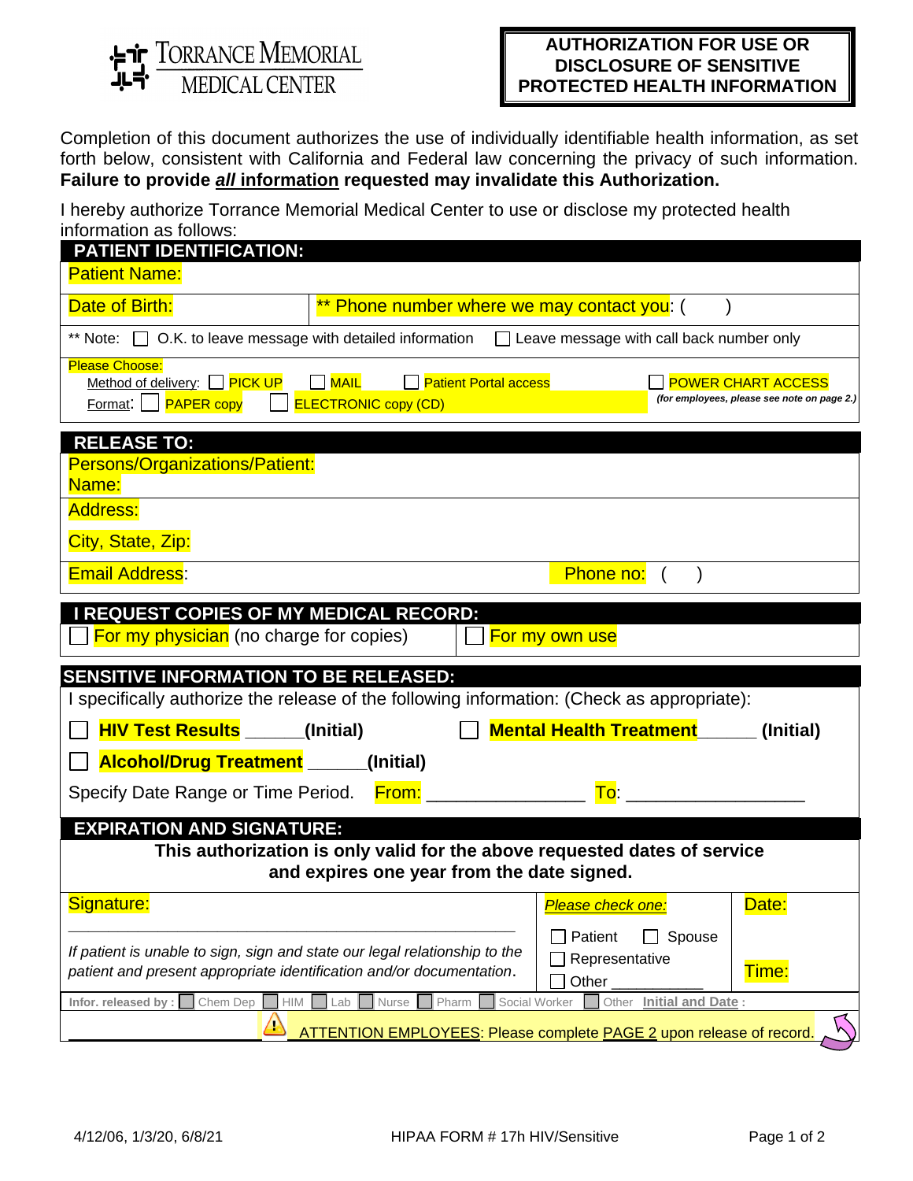Torrance Memorial Medical Center

# AUTHORIZATION FOR USE OR DISCLOSURE OF SENSITIVE PROTECTED HEALTH INFORMATION

Completion of this document authorizes the use of individually identifiable health information, as set forth below, consistent with California and Federal law concerning the privacy of such information. **Failure to provide *all* information requested may invalidate this Authorization.**

I hereby authorize Torrance Memorial Medical Center to use or disclose my protected health information as follows:

## PATIENT IDENTIFICATION:

Patient Name:

Date of Birth: ** Phone number where we may contact you: (   )

** Note: ☐ O.K. to leave message with detailed information ☐ Leave message with call back number only

Please Choose:
Method of delivery: ☐ PICK UP ☐ MAIL ☐ Patient Portal access ☐ POWER CHART ACCESS
Format: ☐ PAPER copy ☐ ELECTRONIC copy (CD)
*(for employees, please see note on page 2.)*

## RELEASE TO:

Persons/Organizations/Patient:
Name:

Address:

City, State, Zip:

Email Address: Phone no: (   )

## I REQUEST COPIES OF MY MEDICAL RECORD:

☐ For my physician (no charge for copies) ☐ For my own use

## SENSITIVE INFORMATION TO BE RELEASED:

I specifically authorize the release of the following information: (Check as appropriate):

☐ **HIV Test Results** ______**(Initial)** ☐ **Mental Health Treatment**______ **(Initial)**

☐ **Alcohol/Drug Treatment** ______**(Initial)**

Specify Date Range or Time Period. From: ________________ To: __________________

## EXPIRATION AND SIGNATURE:

**This authorization is only valid for the above requested dates of service and expires one year from the date signed.**

Signature:

_____________________________________________

*If patient is unable to sign, sign and state our legal relationship to the patient and present appropriate identification and/or documentation.*

*Please check one:* ☐ Patient ☐ Spouse ☐ Representative ☐ Other ___________

Date:

Time:

Infor. released by : ☐ Chem Dep ☐ HIM ☐ Lab ☐ Nurse ☐ Pharm ☐ Social Worker ☐ Other **Initial and Date** :

ATTENTION EMPLOYEES: Please complete PAGE 2 upon release of record.

4/12/06, 1/3/20, 6/8/21 HIPAA FORM # 17h HIV/Sensitive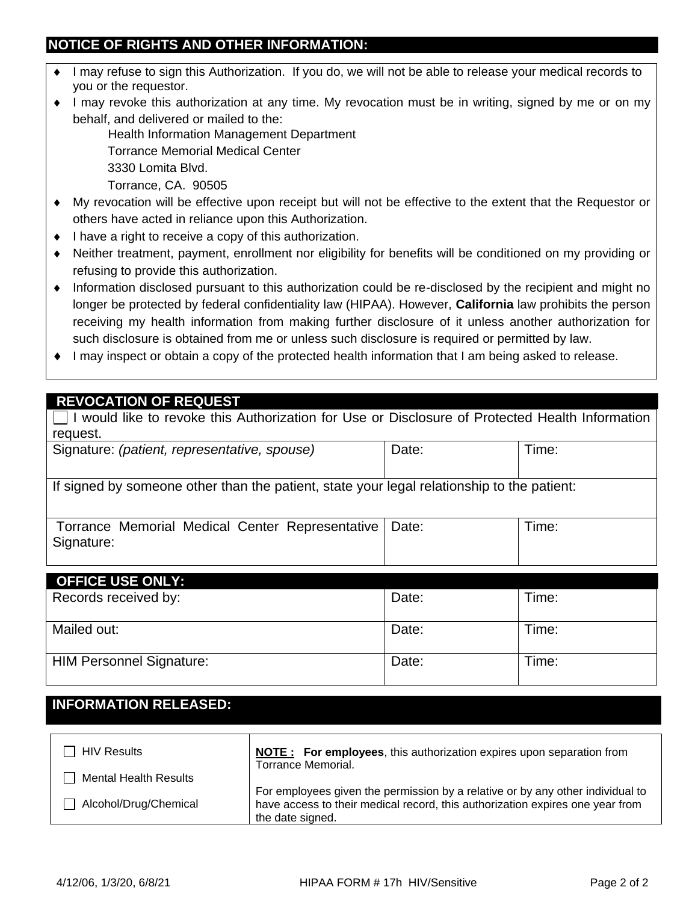## NOTICE OF RIGHTS AND OTHER INFORMATION:

- I may refuse to sign this Authorization. If you do, we will not be able to release your medical records to you or the requestor.
- I may revoke this authorization at any time. My revocation must be in writing, signed by me or on my behalf, and delivered or mailed to the:

  Health Information Management Department
  Torrance Memorial Medical Center
  3330 Lomita Blvd.
  Torrance, CA. 90505
- My revocation will be effective upon receipt but will not be effective to the extent that the Requestor or others have acted in reliance upon this Authorization.
- I have a right to receive a copy of this authorization.
- Neither treatment, payment, enrollment nor eligibility for benefits will be conditioned on my providing or refusing to provide this authorization.
- Information disclosed pursuant to this authorization could be re-disclosed by the recipient and might no longer be protected by federal confidentiality law (HIPAA). However, **California** law prohibits the person receiving my health information from making further disclosure of it unless another authorization for such disclosure is obtained from me or unless such disclosure is required or permitted by law.
- I may inspect or obtain a copy of the protected health information that I am being asked to release.

## REVOCATION OF REQUEST

☐ I would like to revoke this Authorization for Use or Disclosure of Protected Health Information request.

| | | |
|---|---|---|
| Signature: *(patient, representative, spouse)* | Date: | Time: |
| If signed by someone other than the patient, state your legal relationship to the patient: | | |
| Torrance Memorial Medical Center Representative Signature: | Date: | Time: |

## OFFICE USE ONLY:

| | | |
|---|---|---|
| Records received by: | Date: | Time: |
| Mailed out: | Date: | Time: |
| HIM Personnel Signature: | Date: | Time: |

## INFORMATION RELEASED:

| | |
|---|---|
| ☐ HIV Results<br>☐ Mental Health Results<br>☐ Alcohol/Drug/Chemical | **NOTE : For employees**, this authorization expires upon separation from Torrance Memorial.<br><br>For employees given the permission by a relative or by any other individual to have access to their medical record, this authorization expires one year from the date signed. |

4/12/06, 1/3/20, 6/8/21 HIPAA FORM # 17h HIV/Sensitive